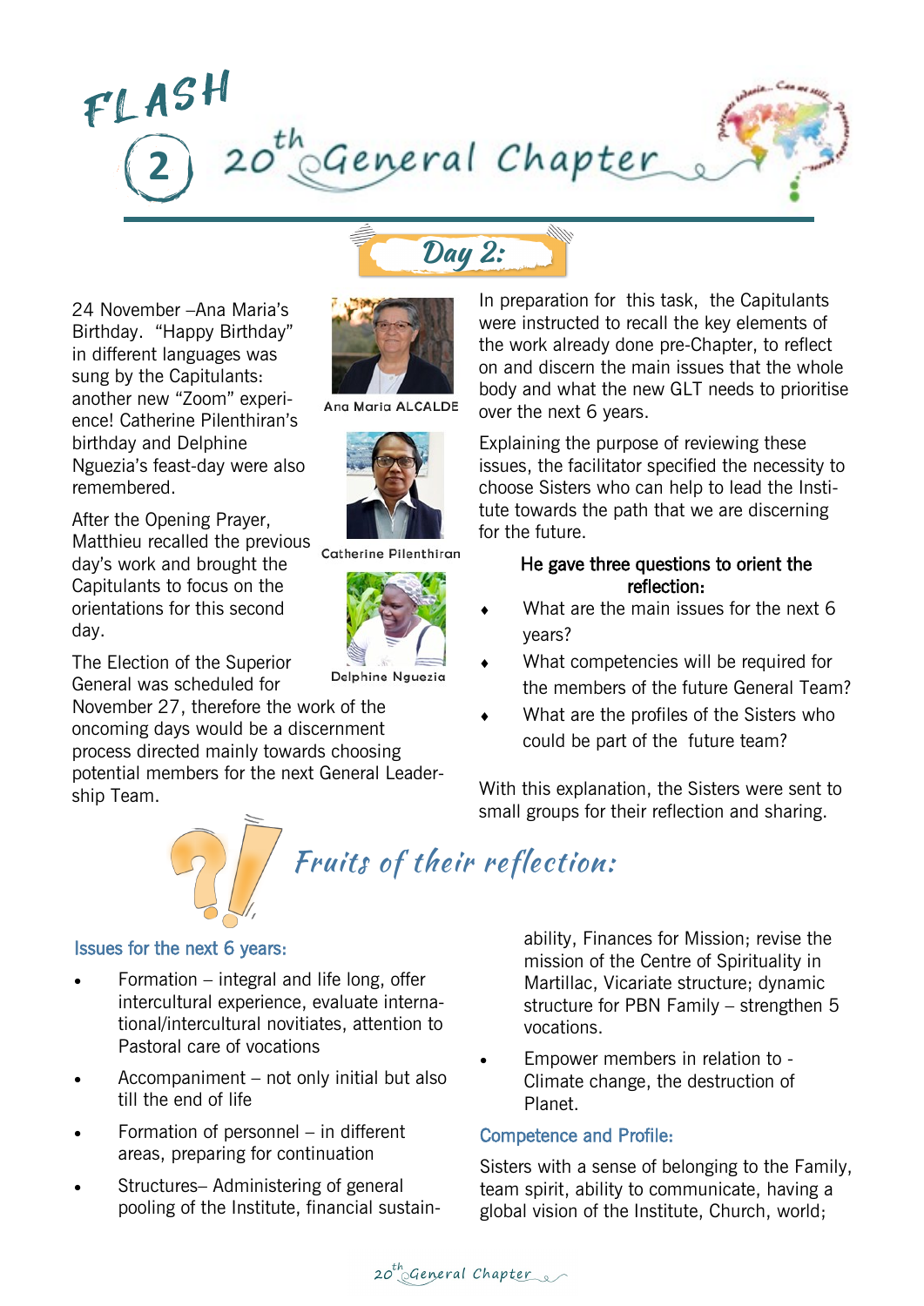# FLASH 2 — 20th General Chapter

## Day 2:

24 November –Ana Maria's Birthday. "Happy Birthday" in different languages was sung by the Capitulants: another new "Zoom" experience! Catherine Pilenthiran's birthday and Delphine Nguezia's feast-day were also remembered.

Ana Maria ALCALDE

Catherine Pilenthiran

Delphine Nguezia

After the Opening Prayer, Matthieu recalled the previous day's work and brought the Capitulants to focus on the orientations for this second day.

The Election of the Superior General was scheduled for November 27, therefore the work of the oncoming days would be a discernment process directed mainly towards choosing potential members for the next General Leadership Team.

In preparation for this task, the Capitulants were instructed to recall the key elements of the work already done pre-Chapter, to reflect on and discern the main issues that the whole body and what the new GLT needs to prioritise over the next 6 years.

Explaining the purpose of reviewing these issues, the facilitator specified the necessity to choose Sisters who can help to lead the Institute towards the path that we are discerning for the future.

**He gave three questions to orient the reflection:**

- What are the main issues for the next 6 years?
- What competencies will be required for the members of the future General Team?
- What are the profiles of the Sisters who could be part of the future team?

With this explanation, the Sisters were sent to small groups for their reflection and sharing.

## Fruits of their reflection:

### Issues for the next 6 years:

- Formation – integral and life long, offer intercultural experience, evaluate international/intercultural novitiates, attention to Pastoral care of vocations
- Accompaniment – not only initial but also till the end of life
- Formation of personnel – in different areas, preparing for continuation
- Structures– Administering of general pooling of the Institute, financial sustainability, Finances for Mission; revise the mission of the Centre of Spirituality in Martillac, Vicariate structure; dynamic structure for PBN Family – strengthen 5 vocations.
- Empower members in relation to - Climate change, the destruction of Planet.

### Competence and Profile:

Sisters with a sense of belonging to the Family, team spirit, ability to communicate, having a global vision of the Institute, Church, world;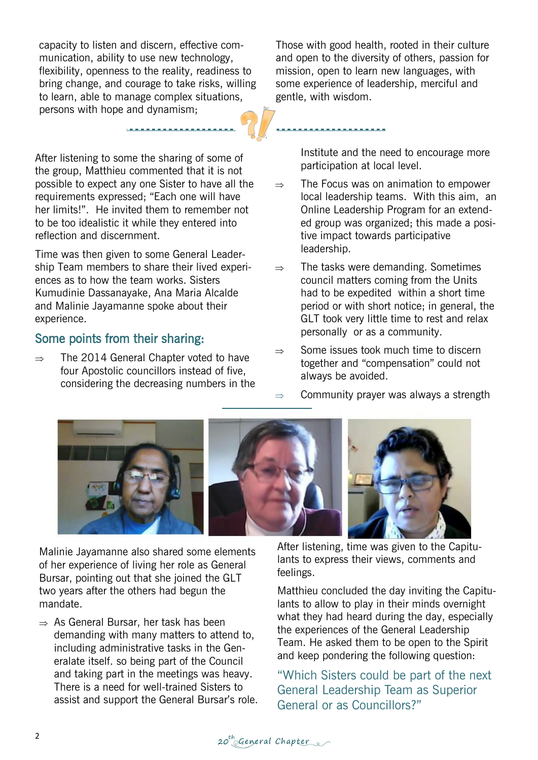capacity to listen and discern, effective communication, ability to use new technology, flexibility, openness to the reality, readiness to bring change, and courage to take risks, willing to learn, able to manage complex situations, persons with hope and dynamism;

Those with good health, rooted in their culture and open to the diversity of others, passion for mission, open to learn new languages, with some experience of leadership, merciful and gentle, with wisdom.

After listening to some the sharing of some of the group, Matthieu commented that it is not possible to expect any one Sister to have all the requirements expressed; "Each one will have her limits!". He invited them to remember not to be too idealistic while they entered into reflection and discernment.

Time was then given to some General Leadership Team members to share their lived experiences as to how the team works. Sisters Kumudinie Dassanayake, Ana Maria Alcalde and Malinie Jayamanne spoke about their experience.

## Some points from their sharing:

- The 2014 General Chapter voted to have four Apostolic councillors instead of five, considering the decreasing numbers in the Institute and the need to encourage more participation at local level.
- The Focus was on animation to empower local leadership teams. With this aim, an Online Leadership Program for an extended group was organized; this made a positive impact towards participative leadership.
- The tasks were demanding. Sometimes council matters coming from the Units had to be expedited within a short time period or with short notice; in general, the GLT took very little time to rest and relax personally or as a community.
- Some issues took much time to discern together and "compensation" could not always be avoided.
- Community prayer was always a strength

Malinie Jayamanne also shared some elements of her experience of living her role as General Bursar, pointing out that she joined the GLT two years after the others had begun the mandate.

- As General Bursar, her task has been demanding with many matters to attend to, including administrative tasks in the Generalate itself. so being part of the Council and taking part in the meetings was heavy. There is a need for well-trained Sisters to assist and support the General Bursar's role.

After listening, time was given to the Capitulants to express their views, comments and feelings.

Matthieu concluded the day inviting the Capitulants to allow to play in their minds overnight what they had heard during the day, especially the experiences of the General Leadership Team. He asked them to be open to the Spirit and keep pondering the following question:

"Which Sisters could be part of the next General Leadership Team as Superior General or as Councillors?"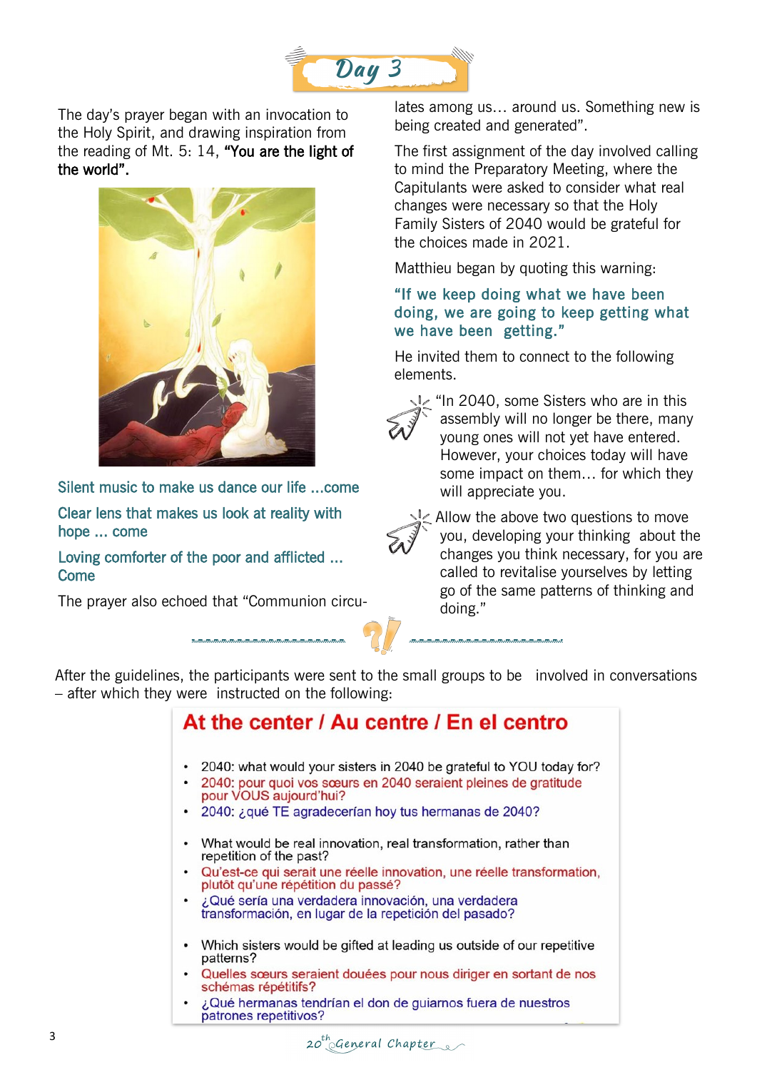# Day 3

The day's prayer began with an invocation to the Holy Spirit, and drawing inspiration from the reading of Mt. 5: 14, **"You are the light of the world".**

Silent music to make us dance our life ...come

Clear lens that makes us look at reality with hope ... come

Loving comforter of the poor and afflicted ... Come

The prayer also echoed that "Communion circulates among us… around us. Something new is being created and generated".

The first assignment of the day involved calling to mind the Preparatory Meeting, where the Capitulants were asked to consider what real changes were necessary so that the Holy Family Sisters of 2040 would be grateful for the choices made in 2021.

Matthieu began by quoting this warning:

"If we keep doing what we have been doing, we are going to keep getting what we have been getting."

He invited them to connect to the following elements.

- "In 2040, some Sisters who are in this assembly will no longer be there, many young ones will not yet have entered. However, your choices today will have some impact on them… for which they will appreciate you.
- Allow the above two questions to move you, developing your thinking about the changes you think necessary, for you are called to revitalise yourselves by letting go of the same patterns of thinking and doing."

After the guidelines, the participants were sent to the small groups to be involved in conversations – after which they were instructed on the following:

## At the center / Au centre / En el centro

- 2040: what would your sisters in 2040 be grateful to YOU today for?
- 2040: pour quoi vos sœurs en 2040 seraient pleines de gratitude pour VOUS aujourd'hui?
- 2040: ¿qué TE agradecerían hoy tus hermanas de 2040?

- What would be real innovation, real transformation, rather than repetition of the past?
- Qu'est-ce qui serait une réelle innovation, une réelle transformation, plutôt qu'une répétition du passé?
- ¿Qué sería una verdadera innovación, una verdadera transformación, en lugar de la repetición del pasado?

- Which sisters would be gifted at leading us outside of our repetitive patterns?
- Quelles sœurs seraient douées pour nous diriger en sortant de nos schémas répétitifs?
- ¿Qué hermanas tendrían el don de guiarnos fuera de nuestros patrones repetitivos?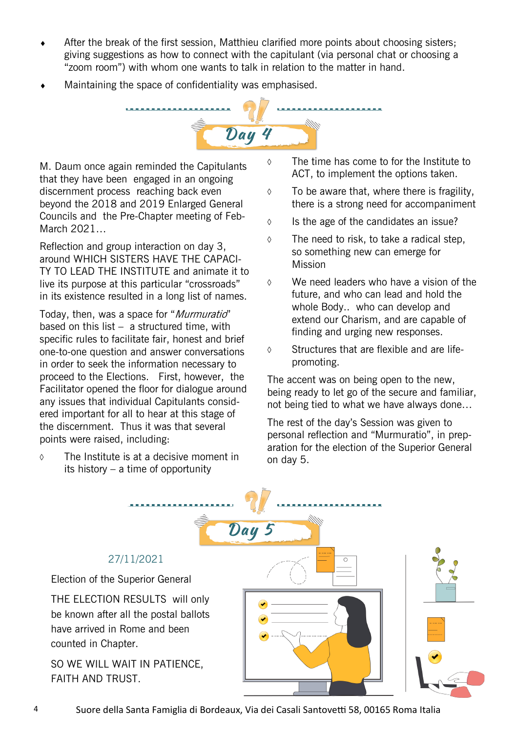- After the break of the first session, Matthieu clarified more points about choosing sisters; giving suggestions as how to connect with the capitulant (via personal chat or choosing a "zoom room") with whom one wants to talk in relation to the matter in hand.
- Maintaining the space of confidentiality was emphasised.

## Day 4

M. Daum once again reminded the Capitulants that they have been engaged in an ongoing discernment process reaching back even beyond the 2018 and 2019 Enlarged General Councils and the Pre-Chapter meeting of Feb-March 2021…

Reflection and group interaction on day 3, around WHICH SISTERS HAVE THE CAPACITY TO LEAD THE INSTITUTE and animate it to live its purpose at this particular "crossroads" in its existence resulted in a long list of names.

Today, then, was a space for "*Murmuratio*" based on this list – a structured time, with specific rules to facilitate fair, honest and brief one-to-one question and answer conversations in order to seek the information necessary to proceed to the Elections. First, however, the Facilitator opened the floor for dialogue around any issues that individual Capitulants considered important for all to hear at this stage of the discernment. Thus it was that several points were raised, including:

- The Institute is at a decisive moment in its history – a time of opportunity
- The time has come to for the Institute to ACT, to implement the options taken.
- To be aware that, where there is fragility, there is a strong need for accompaniment
- Is the age of the candidates an issue?
- The need to risk, to take a radical step, so something new can emerge for Mission
- We need leaders who have a vision of the future, and who can lead and hold the whole Body.. who can develop and extend our Charism, and are capable of finding and urging new responses.
- Structures that are flexible and are life-promoting.

The accent was on being open to the new, being ready to let go of the secure and familiar, not being tied to what we have always done…

The rest of the day's Session was given to personal reflection and "Murmuratio", in preparation for the election of the Superior General on day 5.

## Day 5

27/11/2021

Election of the Superior General

THE ELECTION RESULTS will only be known after all the postal ballots have arrived in Rome and been counted in Chapter.

SO WE WILL WAIT IN PATIENCE, FAITH AND TRUST.

Suore della Santa Famiglia di Bordeaux, Via dei Casali Santovetti 58, 00165 Roma Italia